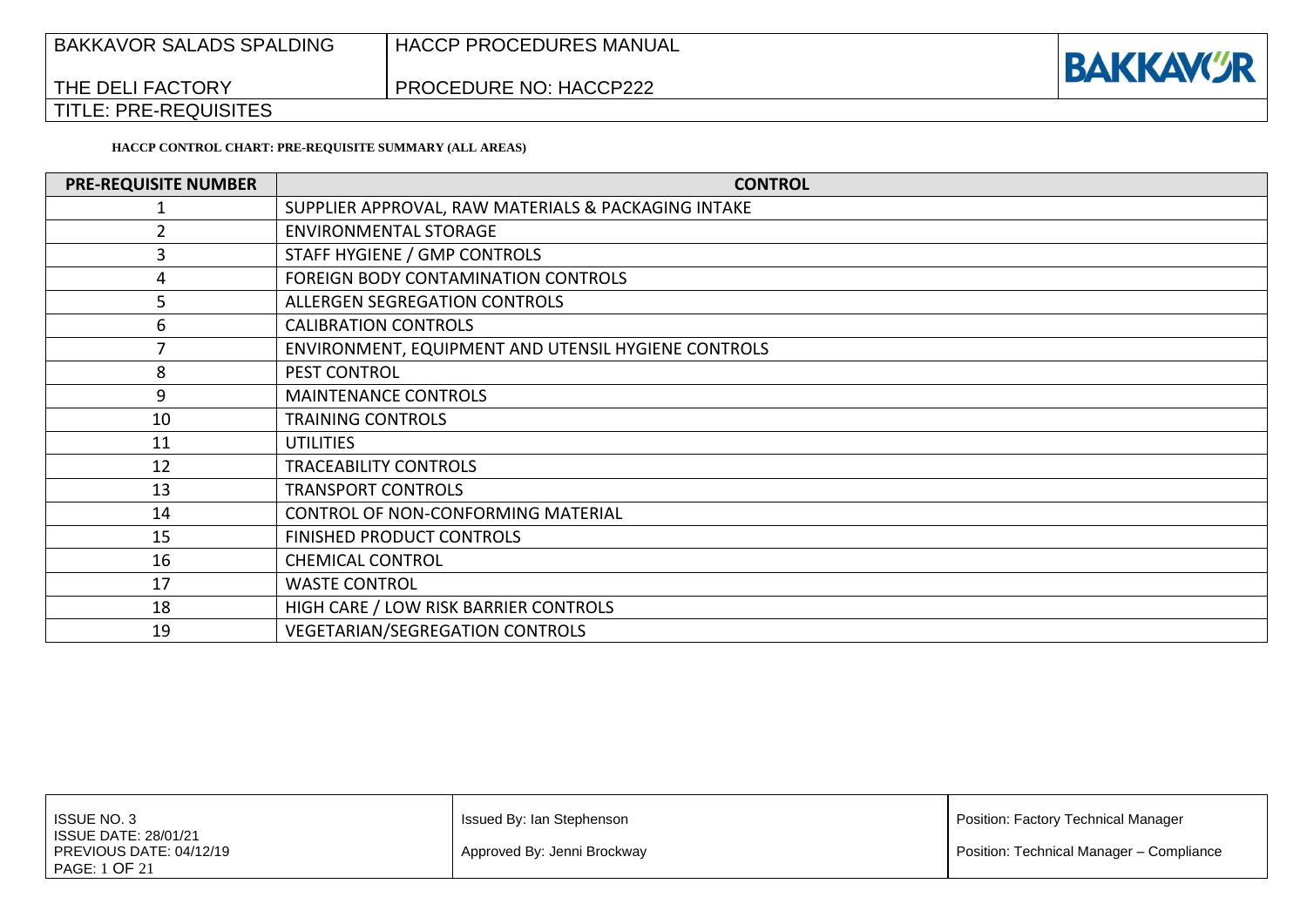**HACCP CONTROL CHART: PRE-REQUISITE SUMMARY (ALL AREAS)**

| PRE-REQUISITE NUMBER | CONTROL |
|---|---|
| 1 | SUPPLIER APPROVAL, RAW MATERIALS & PACKAGING INTAKE |
| 2 | ENVIRONMENTAL STORAGE |
| 3 | STAFF HYGIENE / GMP CONTROLS |
| 4 | FOREIGN BODY CONTAMINATION CONTROLS |
| 5 | ALLERGEN SEGREGATION CONTROLS |
| 6 | CALIBRATION CONTROLS |
| 7 | ENVIRONMENT, EQUIPMENT AND UTENSIL HYGIENE CONTROLS |
| 8 | PEST CONTROL |
| 9 | MAINTENANCE CONTROLS |
| 10 | TRAINING CONTROLS |
| 11 | UTILITIES |
| 12 | TRACEABILITY CONTROLS |
| 13 | TRANSPORT CONTROLS |
| 14 | CONTROL OF NON-CONFORMING MATERIAL |
| 15 | FINISHED PRODUCT CONTROLS |
| 16 | CHEMICAL CONTROL |
| 17 | WASTE CONTROL |
| 18 | HIGH CARE / LOW RISK BARRIER CONTROLS |
| 19 | VEGETARIAN/SEGREGATION CONTROLS |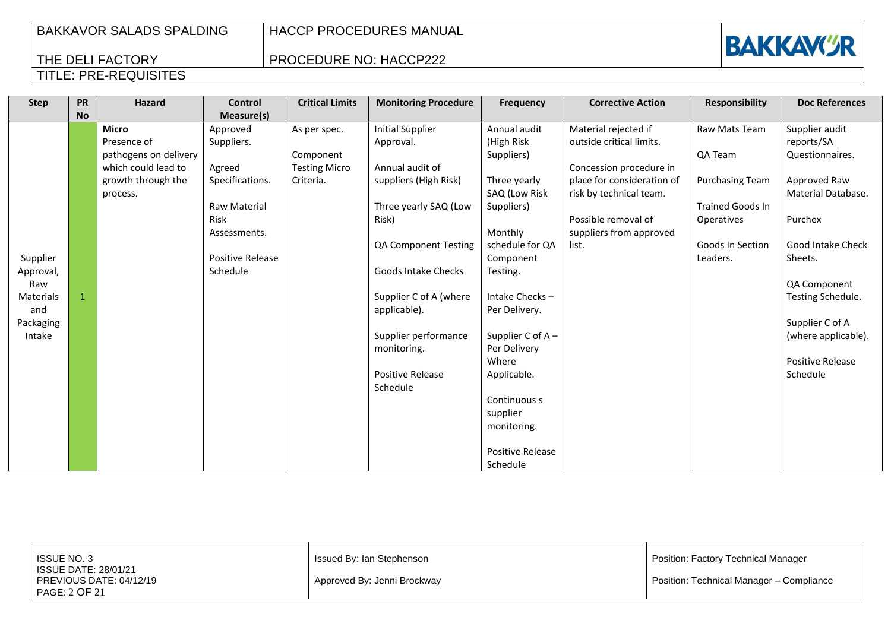| Step | PR No | Hazard | Control Measure(s) | Critical Limits | Monitoring Procedure | Frequency | Corrective Action | Responsibility | Doc References |
|---|---|---|---|---|---|---|---|---|---|
| Supplier Approval, Raw Materials and Packaging Intake | 1 | **Micro**<br>Presence of pathogens on delivery which could lead to growth through the process. | Approved Suppliers.<br><br>Agreed Specifications.<br><br>Raw Material Risk Assessments.<br><br>Positive Release Schedule | As per spec.<br><br>Component Testing Micro Criteria. | Initial Supplier Approval.<br><br>Annual audit of suppliers (High Risk)<br><br>Three yearly SAQ (Low Risk)<br><br>QA Component Testing<br><br>Goods Intake Checks<br><br>Supplier C of A (where applicable).<br><br>Supplier performance monitoring.<br><br>Positive Release Schedule | Annual audit (High Risk Suppliers)<br><br>Three yearly SAQ (Low Risk Suppliers)<br><br>Monthly schedule for QA Component Testing.<br><br>Intake Checks – Per Delivery.<br><br>Supplier C of A – Per Delivery Where Applicable.<br><br>Continuous s supplier monitoring.<br><br>Positive Release Schedule | Material rejected if outside critical limits.<br><br>Concession procedure in place for consideration of risk by technical team.<br><br>Possible removal of suppliers from approved list. | Raw Mats Team<br><br>QA Team<br><br>Purchasing Team<br><br>Trained Goods In Operatives<br><br>Goods In Section Leaders. | Supplier audit reports/SA Questionnaires.<br><br>Approved Raw Material Database.<br><br>Purchex<br><br>Good Intake Check Sheets.<br><br>QA Component Testing Schedule.<br><br>Supplier C of A (where applicable).<br><br>Positive Release Schedule |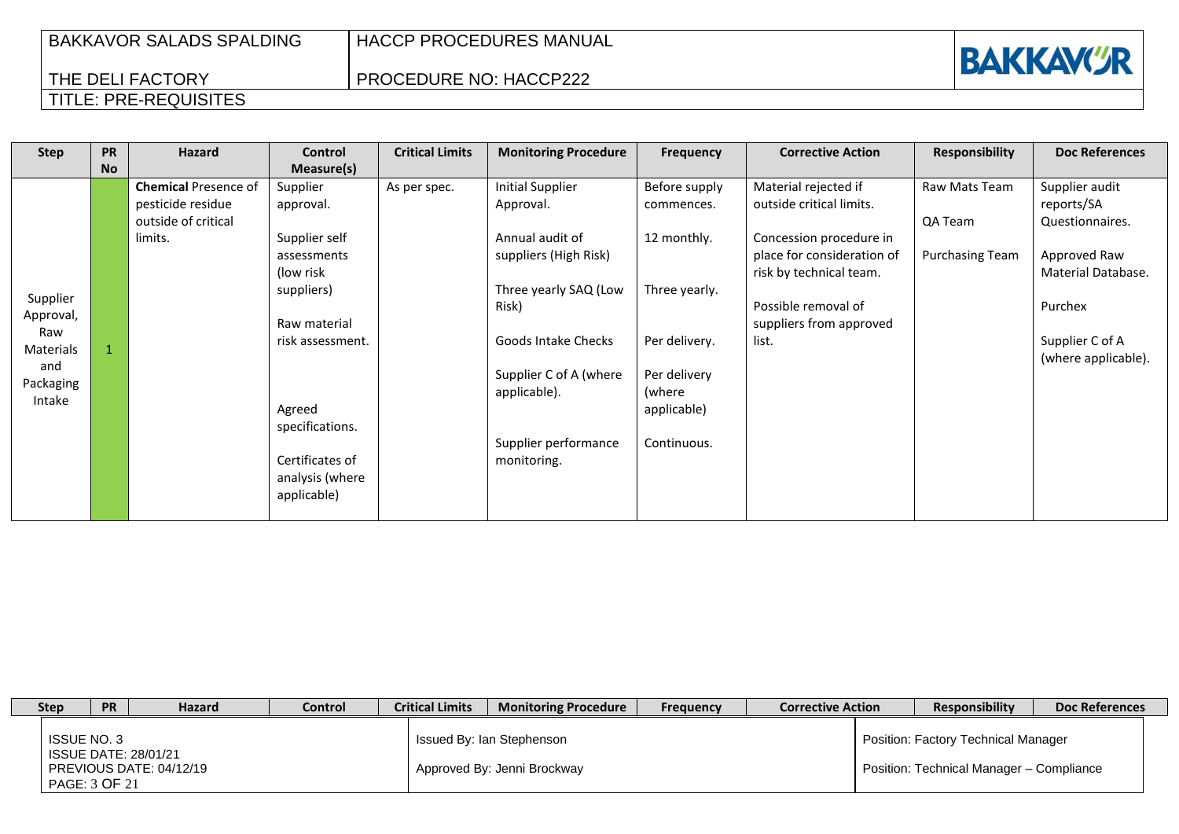| Step | PR No | Hazard | Control Measure(s) | Critical Limits | Monitoring Procedure | Frequency | Corrective Action | Responsibility | Doc References |
|---|---|---|---|---|---|---|---|---|---|
| Supplier Approval, Raw Materials and Packaging Intake | 1 | **Chemical** Presence of pesticide residue outside of critical limits. | Supplier approval.<br><br>Supplier self assessments (low risk suppliers)<br><br>Raw material risk assessment.<br><br>Agreed specifications.<br><br>Certificates of analysis (where applicable) | As per spec. | Initial Supplier Approval.<br><br>Annual audit of suppliers (High Risk)<br><br>Three yearly SAQ (Low Risk)<br><br>Goods Intake Checks<br><br>Supplier C of A (where applicable).<br><br>Supplier performance monitoring. | Before supply commences.<br><br>12 monthly.<br><br>Three yearly.<br><br>Per delivery.<br><br>Per delivery (where applicable)<br><br>Continuous. | Material rejected if outside critical limits.<br><br>Concession procedure in place for consideration of risk by technical team.<br><br>Possible removal of suppliers from approved list. | Raw Mats Team<br><br>QA Team<br><br>Purchasing Team | Supplier audit reports/SA Questionnaires.<br><br>Approved Raw Material Database.<br><br>Purchex<br><br>Supplier C of A (where applicable). |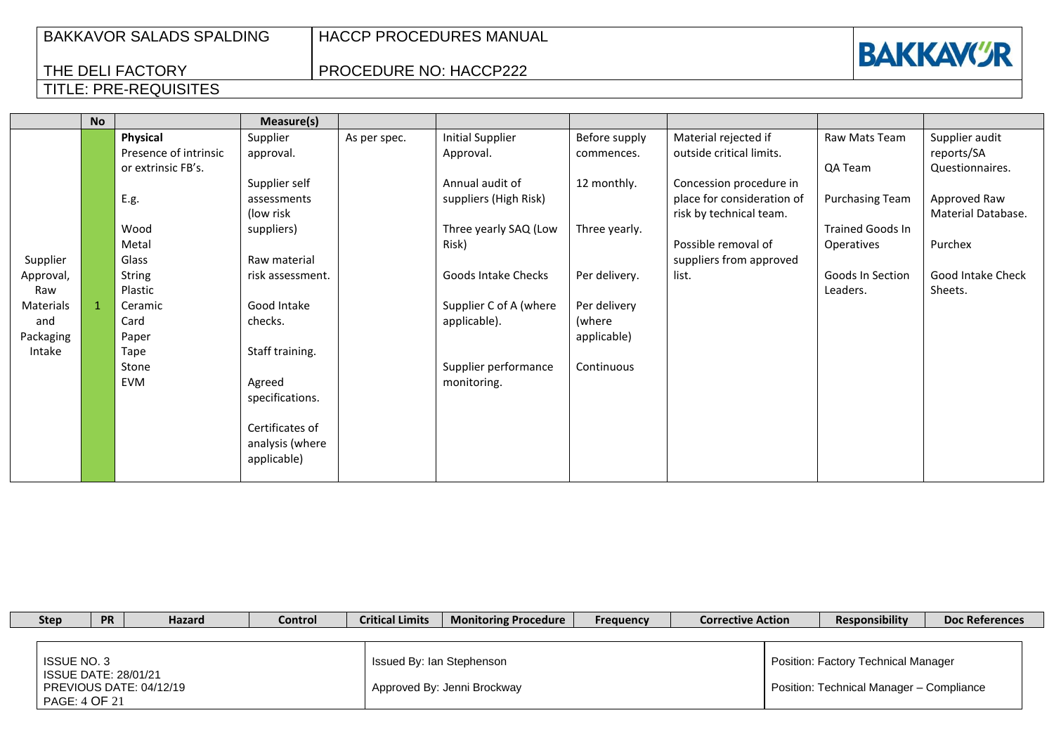# TITLE: PRE-REQUISITES

| Step | PR | Hazard | Control | Critical Limits | Monitoring Procedure | Frequency | Corrective Action | Responsibility | Doc References |
|---|---|---|---|---|---|---|---|---|---|
| | **No** | | **Measure(s)** | | | | | | |
| Supplier Approval, Raw Materials and Packaging Intake | 1 | **Physical** Presence of intrinsic or extrinsic FB's.<br><br>E.g.<br><br>Wood<br>Metal<br>Glass<br>String<br>Plastic<br>Ceramic<br>Card<br>Paper<br>Tape<br>Stone<br>EVM | Supplier approval.<br><br>Supplier self assessments (low risk suppliers)<br><br>Raw material risk assessment.<br><br>Good Intake checks.<br><br>Staff training.<br><br>Agreed specifications.<br><br>Certificates of analysis (where applicable) | As per spec. | Initial Supplier Approval.<br><br>Annual audit of suppliers (High Risk)<br><br>Three yearly SAQ (Low Risk)<br><br>Goods Intake Checks<br><br>Supplier C of A (where applicable).<br><br>Supplier performance monitoring. | Before supply commences.<br><br>12 monthly.<br><br>Three yearly.<br><br>Per delivery.<br><br>Per delivery (where applicable)<br><br>Continuous | Material rejected if outside critical limits.<br><br>Concession procedure in place for consideration of risk by technical team.<br><br>Possible removal of suppliers from approved list. | Raw Mats Team<br><br>QA Team<br><br>Purchasing Team<br><br>Trained Goods In Operatives<br><br>Goods In Section Leaders. | Supplier audit reports/SA Questionnaires.<br><br>Approved Raw Material Database.<br><br>Purchex<br><br>Good Intake Check Sheets. |

| ISSUE NO. 3<br>ISSUE DATE: 28/01/21<br>PREVIOUS DATE: 04/12/19 | Issued By: Ian Stephenson<br>Approved By: Jenni Brockway | Position: Factory Technical Manager<br>Position: Technical Manager – Compliance |
|---|---|---|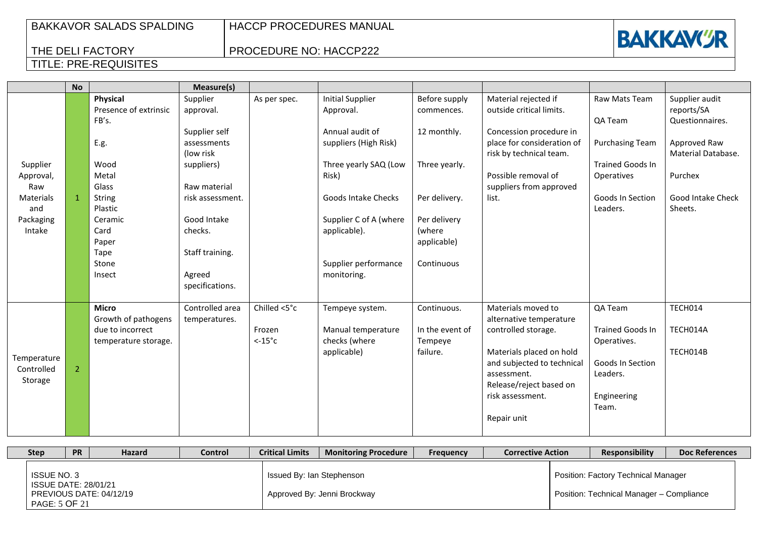BAKKAVOR SALADS SPALDING | HACCP PROCEDURES MANUAL

THE DELI FACTORY | PROCEDURE NO: HACCP222

TITLE: PRE-REQUISITES

| Step | PR (No) | Hazard | Control (Measure(s)) | Critical Limits | Monitoring Procedure | Frequency | Corrective Action | Responsibility | Doc References |
|---|---|---|---|---|---|---|---|---|---|
| Supplier Approval, Raw Materials and Packaging Intake | 1 | **Physical**<br>Presence of extrinsic FB's.<br><br>E.g.<br><br>Wood<br>Metal<br>Glass<br>String<br>Plastic<br>Ceramic<br>Card<br>Paper<br>Tape<br>Stone<br>Insect | Supplier approval.<br><br>Supplier self assessments (low risk suppliers)<br><br>Raw material risk assessment.<br><br>Good Intake checks.<br><br>Staff training.<br><br>Agreed specifications. | As per spec. | Initial Supplier Approval.<br><br>Annual audit of suppliers (High Risk)<br><br>Three yearly SAQ (Low Risk)<br><br>Goods Intake Checks<br><br>Supplier C of A (where applicable).<br><br>Supplier performance monitoring. | Before supply commences.<br><br>12 monthly.<br><br>Three yearly.<br><br>Per delivery.<br><br>Per delivery (where applicable)<br><br>Continuous | Material rejected if outside critical limits.<br><br>Concession procedure in place for consideration of risk by technical team.<br><br>Possible removal of suppliers from approved list. | Raw Mats Team<br><br>QA Team<br><br>Purchasing Team<br><br>Trained Goods In Operatives<br><br>Goods In Section Leaders. | Supplier audit reports/SA Questionnaires.<br><br>Approved Raw Material Database.<br><br>Purchex<br><br>Good Intake Check Sheets. |
| Temperature Controlled Storage | 2 | **Micro**<br>Growth of pathogens due to incorrect temperature storage. | Controlled area temperatures. | Chilled <5°c<br><br>Frozen <-15°c | Tempeye system.<br><br>Manual temperature checks (where applicable) | Continuous.<br><br>In the event of Tempeye failure. | Materials moved to alternative temperature controlled storage.<br><br>Materials placed on hold and subjected to technical assessment. Release/reject based on risk assessment.<br><br>Repair unit | QA Team<br><br>Trained Goods In Operatives.<br><br>Goods In Section Leaders.<br><br>Engineering Team. | TECH014<br><br>TECH014A<br><br>TECH014B |

| | | |
|---|---|---|
| ISSUE NO. 3<br>ISSUE DATE: 28/01/21<br>PREVIOUS DATE: 04/12/19 | Issued By: Ian Stephenson<br><br>Approved By: Jenni Brockway | Position: Factory Technical Manager<br><br>Position: Technical Manager – Compliance |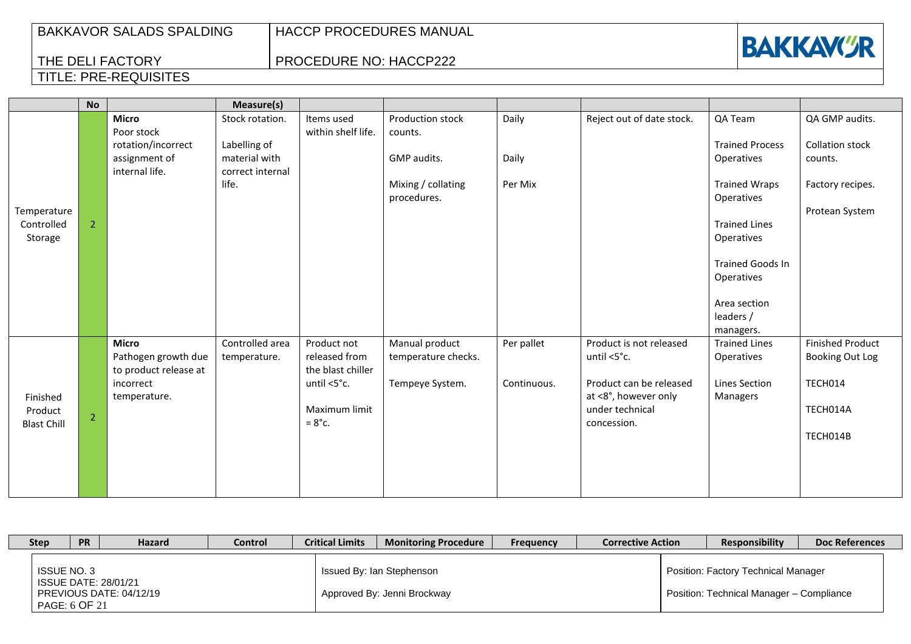TITLE: PRE-REQUISITES

| Step | PR | Hazard | Control | Critical Limits | Monitoring Procedure | Frequency | Corrective Action | Responsibility | Doc References |
|---|---|---|---|---|---|---|---|---|---|
| | No | | Measure(s) | | | | | | |
| Temperature Controlled Storage | 2 | **Micro** Poor stock rotation/incorrect assignment of internal life. | Stock rotation. Labelling of material with correct internal life. | Items used within shelf life. | Production stock counts. GMP audits. Mixing / collating procedures. | Daily Daily Per Mix | Reject out of date stock. | QA Team Trained Process Operatives Trained Wraps Operatives Trained Lines Operatives Trained Goods In Operatives Area section leaders / managers. | QA GMP audits. Collation stock counts. Factory recipes. Protean System |
| Finished Product Blast Chill | 2 | **Micro** Pathogen growth due to product release at incorrect temperature. | Controlled area temperature. | Product not released from the blast chiller until <5°c. Maximum limit = 8°c. | Manual product temperature checks. Tempeye System. | Per pallet Continuous. | Product is not released until <5°c. Product can be released at <8°, however only under technical concession. | Trained Lines Operatives Lines Section Managers | Finished Product Booking Out Log TECH014 TECH014A TECH014B |

| ISSUE NO. 3 ISSUE DATE: 28/01/21 PREVIOUS DATE: 04/12/19 | Issued By: Ian Stephenson Approved By: Jenni Brockway | Position: Factory Technical Manager Position: Technical Manager – Compliance |
|---|---|---|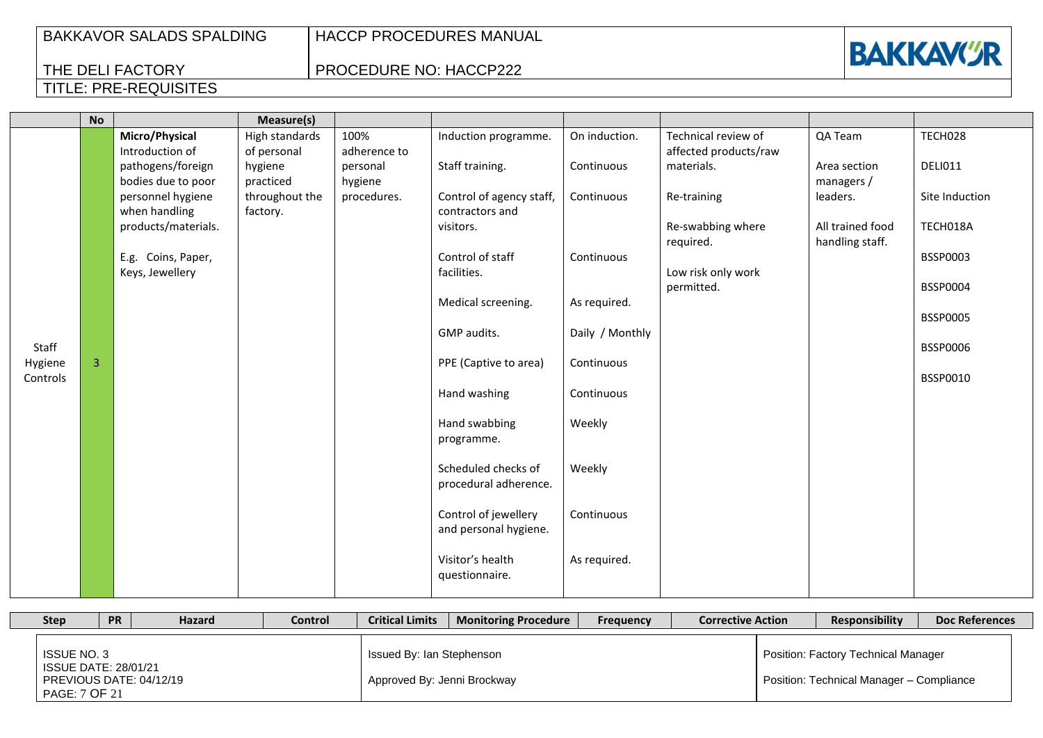| Step | PR (No) | Hazard | Control (Measure(s)) | Critical Limits | Monitoring Procedure | Frequency | Corrective Action | Responsibility | Doc References |
|---|---|---|---|---|---|---|---|---|---|
| Staff Hygiene Controls | 3 | **Micro/Physical** Introduction of pathogens/foreign bodies due to poor personnel hygiene when handling products/materials.<br><br>E.g. Coins, Paper, Keys, Jewellery | High standards of personal hygiene practiced throughout the factory. | 100% adherence to personal hygiene procedures. | Induction programme.<br><br>Staff training.<br><br>Control of agency staff, contractors and visitors.<br><br>Control of staff facilities.<br><br>Medical screening.<br><br>GMP audits.<br><br>PPE (Captive to area)<br><br>Hand washing<br><br>Hand swabbing programme.<br><br>Scheduled checks of procedural adherence.<br><br>Control of jewellery and personal hygiene.<br><br>Visitor's health questionnaire. | On induction.<br><br>Continuous<br><br>Continuous<br><br>Continuous<br><br>As required.<br><br>Daily / Monthly<br><br>Continuous<br><br>Continuous<br><br>Weekly<br><br>Weekly<br><br>Continuous<br><br>As required. | Technical review of affected products/raw materials.<br><br>Re-training<br><br>Re-swabbing where required.<br><br>Low risk only work permitted. | QA Team<br><br>Area section managers / leaders.<br><br>All trained food handling staff. | TECH028<br><br>DELI011<br><br>Site Induction<br><br>TECH018A<br><br>BSSP0003<br><br>BSSP0004<br><br>BSSP0005<br><br>BSSP0006<br><br>BSSP0010 |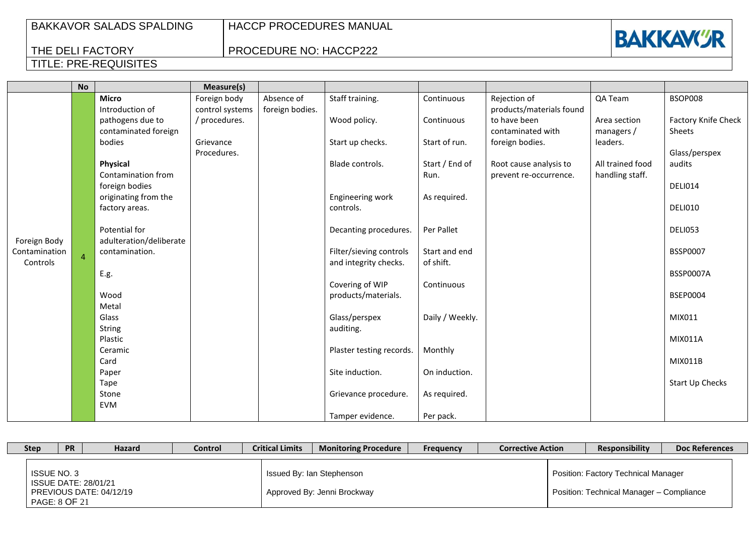TITLE: PRE-REQUISITES

| Step | PR | Hazard | Control | Critical Limits | Monitoring Procedure | Frequency | Corrective Action | Responsibility | Doc References |
|---|---|---|---|---|---|---|---|---|---|
| | No | | Measure(s) | | | | | | |
| Foreign Body Contamination Controls | 4 | **Micro**<br>Introduction of pathogens due to contaminated foreign bodies<br><br>**Physical**<br>Contamination from foreign bodies originating from the factory areas.<br><br>Potential for adulteration/deliberate contamination.<br><br>E.g.<br><br>Wood<br>Metal<br>Glass<br>String<br>Plastic<br>Ceramic<br>Card<br>Paper<br>Tape<br>Stone<br>EVM | Foreign body control systems / procedures.<br><br>Grievance Procedures. | Absence of foreign bodies. | Staff training.<br><br>Wood policy.<br><br>Start up checks.<br><br>Blade controls.<br><br>Engineering work controls.<br><br>Decanting procedures.<br><br>Filter/sieving controls and integrity checks.<br><br>Covering of WIP products/materials.<br><br>Glass/perspex auditing.<br><br>Plaster testing records.<br><br>Site induction.<br><br>Grievance procedure.<br><br>Tamper evidence. | Continuous<br><br>Continuous<br><br>Start of run.<br><br>Start / End of Run.<br><br>As required.<br><br>Per Pallet<br><br>Start and end of shift.<br><br>Continuous<br><br>Daily / Weekly.<br><br>Monthly<br><br>On induction.<br><br>As required.<br><br>Per pack. | Rejection of products/materials found to have been contaminated with foreign bodies.<br><br>Root cause analysis to prevent re-occurrence. | QA Team<br><br>Area section managers / leaders.<br><br>All trained food handling staff. | BSOP008<br><br>Factory Knife Check Sheets<br><br>Glass/perspex audits<br><br>DELI014<br><br>DELI010<br><br>DELI053<br><br>BSSP0007<br><br>BSSP0007A<br><br>BSEP0004<br><br>MIX011<br><br>MIX011A<br><br>MIX011B<br><br>Start Up Checks |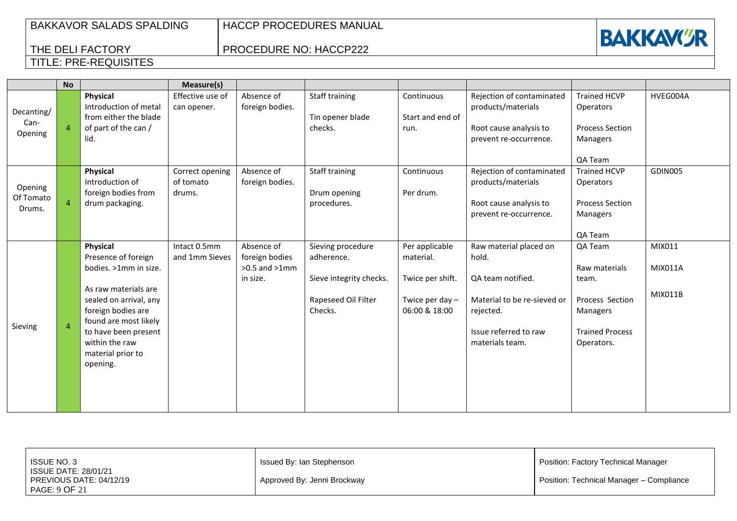| | No | | Measure(s) | | | | | | |
|---|---|---|---|---|---|---|---|---|---|
| Decanting/ Can-Opening | 4 | **Physical** Introduction of metal from either the blade of part of the can / lid. | Effective use of can opener. | Absence of foreign bodies. | Staff training<br><br>Tin opener blade checks. | Continuous<br><br>Start and end of run. | Rejection of contaminated products/materials<br><br>Root cause analysis to prevent re-occurrence. | Trained HCVP Operators<br><br>Process Section Managers<br><br>QA Team | HVEG004A |
| Opening Of Tomato Drums. | 4 | **Physical** Introduction of foreign bodies from drum packaging. | Correct opening of tomato drums. | Absence of foreign bodies. | Staff training<br><br>Drum opening procedures. | Continuous<br><br>Per drum. | Rejection of contaminated products/materials<br><br>Root cause analysis to prevent re-occurrence. | Trained HCVP Operators<br><br>Process Section Managers<br><br>QA Team | GDIN005 |
| Sieving | 4 | **Physical** Presence of foreign bodies. >1mm in size.<br><br>As raw materials are sealed on arrival, any foreign bodies are found are most likely to have been present within the raw material prior to opening. | Intact 0.5mm and 1mm Sieves | Absence of foreign bodies >0.5 and >1mm in size. | Sieving procedure adherence.<br><br>Sieve integrity checks.<br><br>Rapeseed Oil Filter Checks. | Per applicable material.<br><br>Twice per shift.<br><br>Twice per day – 06:00 & 18:00 | Raw material placed on hold.<br><br>QA team notified.<br><br>Material to be re-sieved or rejected.<br><br>Issue referred to raw materials team. | QA Team<br><br>Raw materials team.<br><br>Process Section Managers<br><br>Trained Process Operators. | MIX011<br><br>MIX011A<br><br>MIX011B |

| | | |
|---|---|---|
| ISSUE NO. 3<br>ISSUE DATE: 28/01/21<br>PREVIOUS DATE: 04/12/19 | Issued By: Ian Stephenson<br><br>Approved By: Jenni Brockway | Position: Factory Technical Manager<br><br>Position: Technical Manager – Compliance |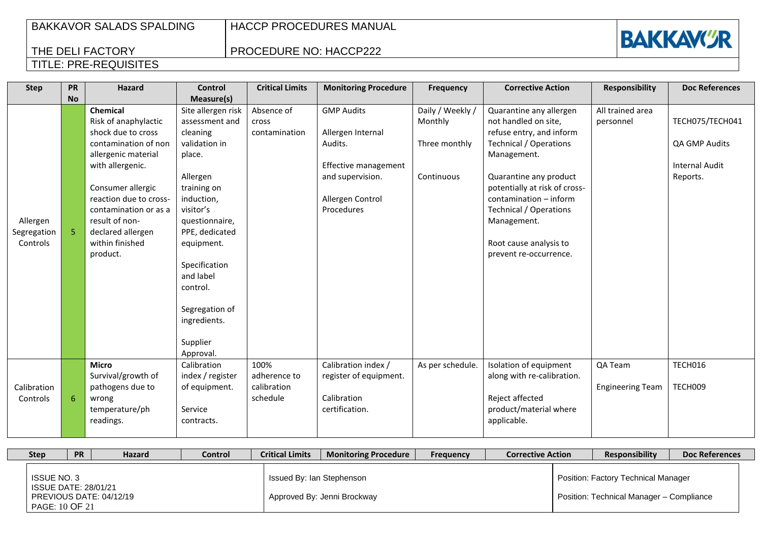| Step | PR No | Hazard | Control Measure(s) | Critical Limits | Monitoring Procedure | Frequency | Corrective Action | Responsibility | Doc References |
|---|---|---|---|---|---|---|---|---|---|
| Allergen Segregation Controls | 5 | **Chemical** Risk of anaphylactic shock due to cross contamination of non allergenic material with allergenic.<br><br>Consumer allergic reaction due to cross-contamination or as a result of non-declared allergen within finished product. | Site allergen risk assessment and cleaning validation in place.<br><br>Allergen training on induction, visitor's questionnaire, PPE, dedicated equipment.<br><br>Specification and label control.<br><br>Segregation of ingredients.<br><br>Supplier Approval. | Absence of cross contamination | GMP Audits<br><br>Allergen Internal Audits.<br><br>Effective management and supervision.<br><br>Allergen Control Procedures | Daily / Weekly / Monthly<br><br>Three monthly<br><br>Continuous | Quarantine any allergen not handled on site, refuse entry, and inform Technical / Operations Management.<br><br>Quarantine any product potentially at risk of cross-contamination – inform Technical / Operations Management.<br><br>Root cause analysis to prevent re-occurrence. | All trained area personnel | TECH075/TECH041<br><br>QA GMP Audits<br><br>Internal Audit Reports. |
| Calibration Controls | 6 | **Micro** Survival/growth of pathogens due to wrong temperature/ph readings. | Calibration index / register of equipment.<br><br>Service contracts. | 100% adherence to calibration schedule | Calibration index / register of equipment.<br><br>Calibration certification. | As per schedule. | Isolation of equipment along with re-calibration.<br><br>Reject affected product/material where applicable. | QA Team<br><br>Engineering Team | TECH016<br><br>TECH009 |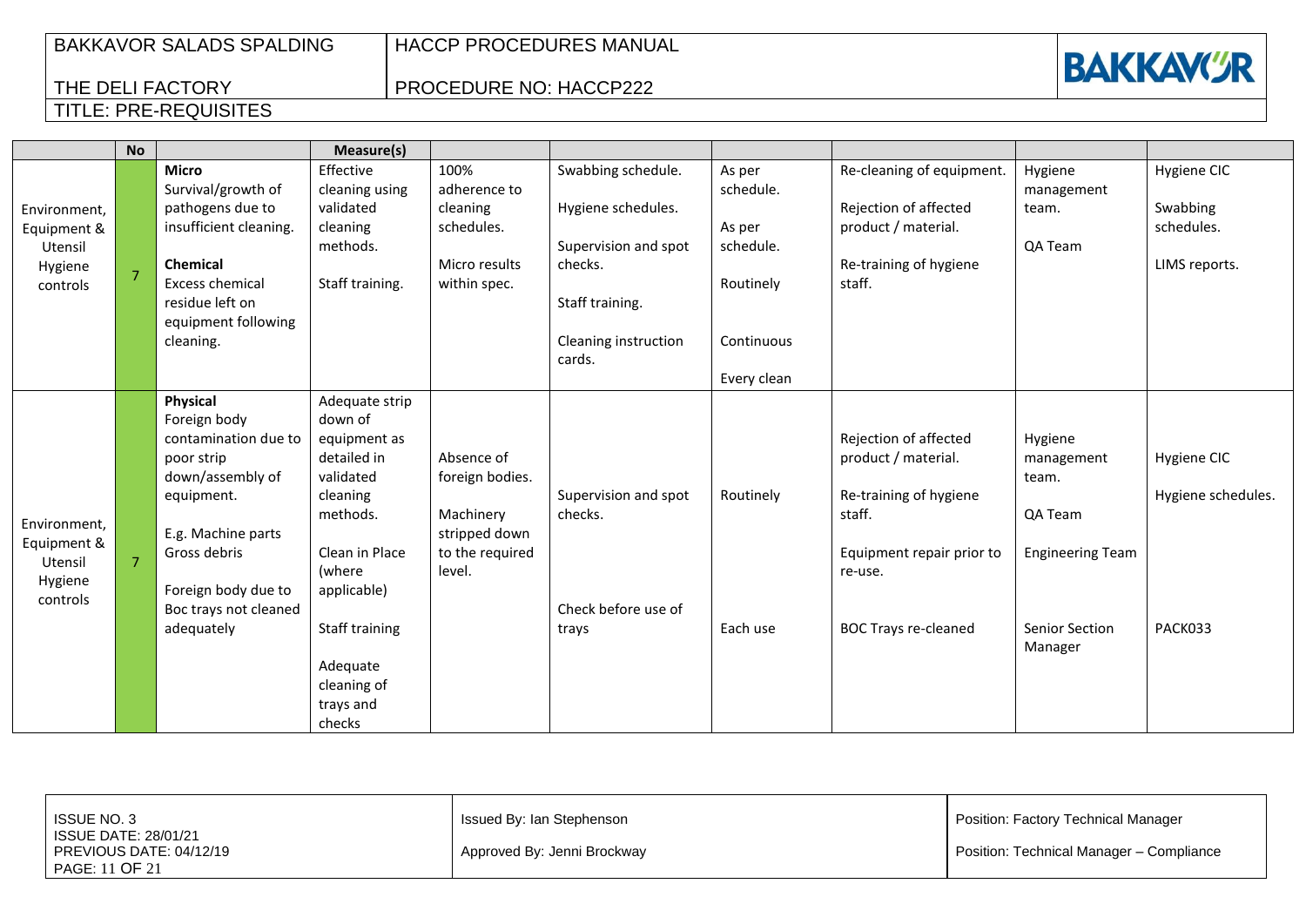| | No | | Measure(s) | | | | | | |
|---|---|---|---|---|---|---|---|---|---|
| Environment, Equipment & Utensil Hygiene controls | 7 | **Micro**<br>Survival/growth of pathogens due to insufficient cleaning.<br><br>**Chemical**<br>Excess chemical residue left on equipment following cleaning. | Effective cleaning using validated cleaning methods.<br><br>Staff training. | 100% adherence to cleaning schedules.<br><br>Micro results within spec. | Swabbing schedule.<br><br>Hygiene schedules.<br><br>Supervision and spot checks.<br><br>Staff training.<br><br>Cleaning instruction cards. | As per schedule.<br><br>As per schedule.<br><br>Routinely<br><br>Continuous<br><br>Every clean | Re-cleaning of equipment.<br><br>Rejection of affected product / material.<br><br>Re-training of hygiene staff. | Hygiene management team.<br><br>QA Team | Hygiene CIC<br><br>Swabbing schedules.<br><br>LIMS reports. |
| Environment, Equipment & Utensil Hygiene controls | 7 | **Physical**<br>Foreign body contamination due to poor strip down/assembly of equipment.<br><br>E.g. Machine parts Gross debris<br><br>Foreign body due to Boc trays not cleaned adequately | Adequate strip down of equipment as detailed in validated cleaning methods.<br><br>Clean in Place (where applicable)<br><br>Staff training<br><br>Adequate cleaning of trays and checks | Absence of foreign bodies.<br><br>Machinery stripped down to the required level. | Supervision and spot checks.<br><br>Check before use of trays | Routinely<br><br>Each use | Rejection of affected product / material.<br><br>Re-training of hygiene staff.<br><br>Equipment repair prior to re-use.<br><br>BOC Trays re-cleaned | Hygiene management team.<br><br>QA Team<br><br>Engineering Team<br><br>Senior Section Manager | Hygiene CIC<br><br>Hygiene schedules.<br><br>PACK033 |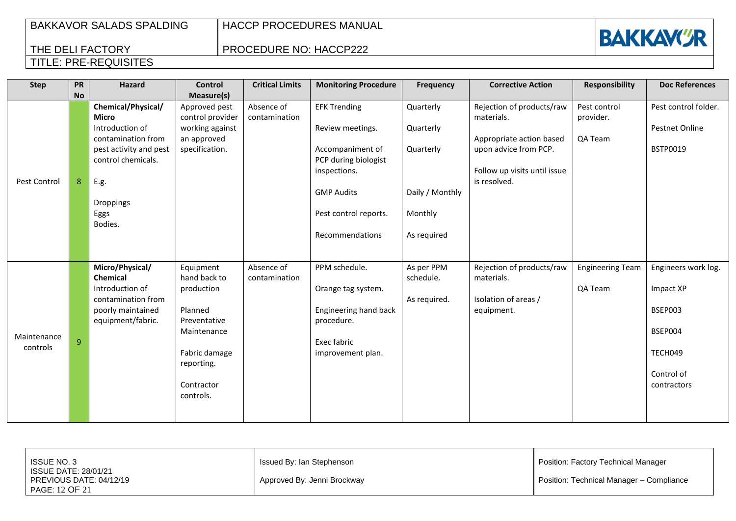| BAKKAVOR SALADS SPALDING | HACCP PROCEDURES MANUAL |
|---|---|
| THE DELI FACTORY | PROCEDURE NO: HACCP222 |
| TITLE: PRE-REQUISITES | |

| Step | PR No | Hazard | Control Measure(s) | Critical Limits | Monitoring Procedure | Frequency | Corrective Action | Responsibility | Doc References |
|---|---|---|---|---|---|---|---|---|---|
| Pest Control | 8 | **Chemical/Physical/ Micro** Introduction of contamination from pest activity and pest control chemicals. E.g. Droppings Eggs Bodies. | Approved pest control provider working against an approved specification. | Absence of contamination | EFK Trending<br><br>Review meetings.<br><br>Accompaniment of PCP during biologist inspections.<br><br>GMP Audits<br><br>Pest control reports.<br><br>Recommendations | Quarterly<br><br>Quarterly<br><br>Quarterly<br><br>Daily / Monthly<br><br>Monthly<br><br>As required | Rejection of products/raw materials.<br><br>Appropriate action based upon advice from PCP.<br><br>Follow up visits until issue is resolved. | Pest control provider.<br><br>QA Team | Pest control folder.<br><br>Pestnet Online<br><br>BSTP0019 |
| Maintenance controls | 9 | **Micro/Physical/ Chemical** Introduction of contamination from poorly maintained equipment/fabric. | Equipment hand back to production<br><br>Planned Preventative Maintenance<br><br>Fabric damage reporting.<br><br>Contractor controls. | Absence of contamination | PPM schedule.<br><br>Orange tag system.<br><br>Engineering hand back procedure.<br><br>Exec fabric improvement plan. | As per PPM schedule.<br><br>As required. | Rejection of products/raw materials.<br><br>Isolation of areas / equipment. | Engineering Team<br><br>QA Team | Engineers work log.<br><br>Impact XP<br><br>BSEP003<br><br>BSEP004<br><br>TECH049<br><br>Control of contractors |

| ISSUE NO. 3<br>ISSUE DATE: 28/01/21<br>PREVIOUS DATE: 04/12/19 | Issued By: Ian Stephenson<br><br>Approved By: Jenni Brockway | Position: Factory Technical Manager<br><br>Position: Technical Manager – Compliance |
|---|---|---|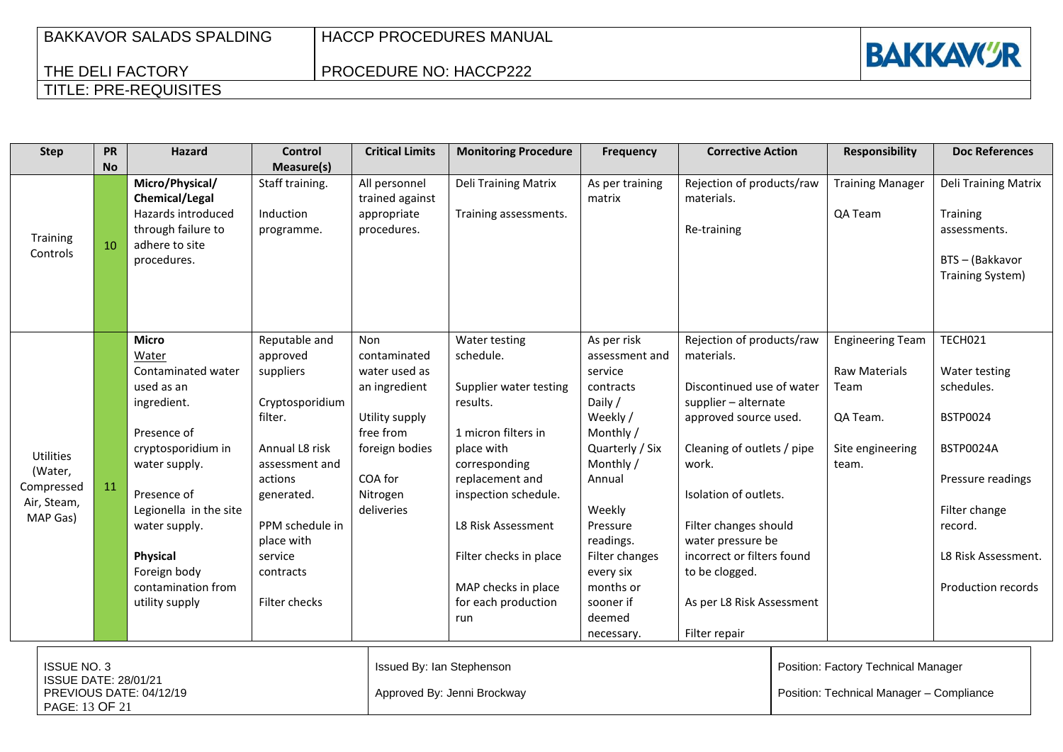| Step | PR No | Hazard | Control Measure(s) | Critical Limits | Monitoring Procedure | Frequency | Corrective Action | Responsibility | Doc References |
|---|---|---|---|---|---|---|---|---|---|
| Training Controls | 10 | **Micro/Physical/ Chemical/Legal** Hazards introduced through failure to adhere to site procedures. | Staff training.<br><br>Induction programme. | All personnel trained against appropriate procedures. | Deli Training Matrix<br><br>Training assessments. | As per training matrix | Rejection of products/raw materials.<br><br>Re-training | Training Manager<br><br>QA Team | Deli Training Matrix<br><br>Training assessments.<br><br>BTS – (Bakkavor Training System) |
| Utilities (Water, Compressed Air, Steam, MAP Gas) | 11 | **Micro**<br>Water<br>Contaminated water used as an ingredient.<br><br>Presence of cryptosporidium in water supply.<br><br>Presence of Legionella in the site water supply.<br><br>**Physical**<br>Foreign body contamination from utility supply | Reputable and approved suppliers<br><br>Cryptosporidium filter.<br><br>Annual L8 risk assessment and actions generated.<br><br>PPM schedule in place with service contracts<br><br>Filter checks | Non contaminated water used as an ingredient<br><br>Utility supply free from foreign bodies<br><br>COA for Nitrogen deliveries | Water testing schedule.<br><br>Supplier water testing results.<br><br>1 micron filters in place with corresponding replacement and inspection schedule.<br><br>L8 Risk Assessment<br><br>Filter checks in place<br><br>MAP checks in place for each production run | As per risk assessment and service contracts<br>Daily /<br>Weekly /<br>Monthly /<br>Quarterly / Six Monthly /<br>Annual<br><br>Weekly<br>Pressure readings.<br>Filter changes every six months or sooner if deemed necessary. | Rejection of products/raw materials.<br><br>Discontinued use of water supplier – alternate approved source used.<br><br>Cleaning of outlets / pipe work.<br><br>Isolation of outlets.<br><br>Filter changes should water pressure be incorrect or filters found to be clogged.<br><br>As per L8 Risk Assessment<br><br>Filter repair | Engineering Team<br><br>Raw Materials Team<br><br>QA Team.<br><br>Site engineering team. | TECH021<br><br>Water testing schedules.<br><br>BSTP0024<br><br>BSTP0024A<br><br>Pressure readings<br><br>Filter change record.<br><br>L8 Risk Assessment.<br><br>Production records |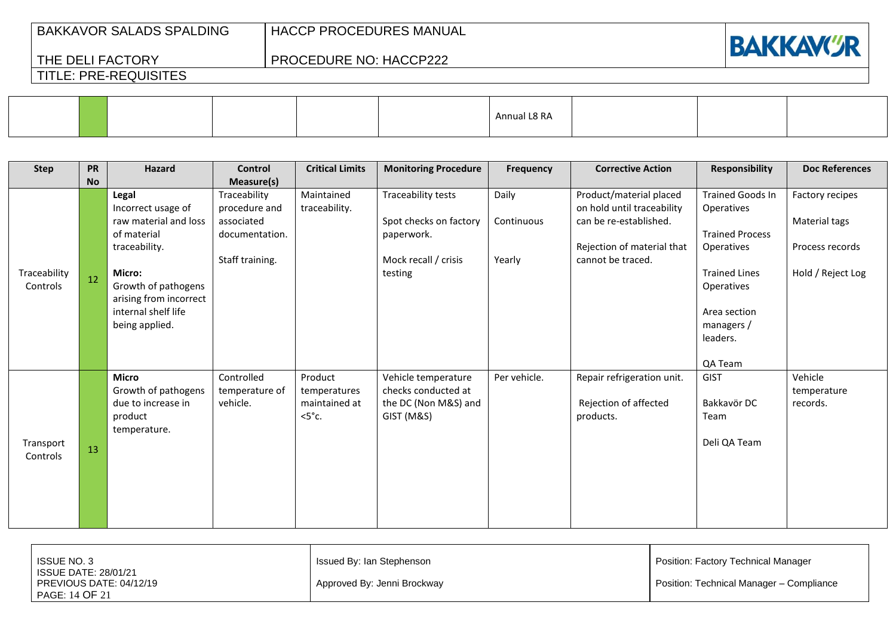| | | | | | | Annual L8 RA | | | |
|---|---|---|---|---|---|---|---|---|---|

| Step | PR No | Hazard | Control Measure(s) | Critical Limits | Monitoring Procedure | Frequency | Corrective Action | Responsibility | Doc References |
|---|---|---|---|---|---|---|---|---|---|
| Traceability Controls | 12 | **Legal** Incorrect usage of raw material and loss of material traceability. **Micro:** Growth of pathogens arising from incorrect internal shelf life being applied. | Traceability procedure and associated documentation. Staff training. | Maintained traceability. | Traceability tests<br>Spot checks on factory paperwork.<br>Mock recall / crisis testing | Daily<br>Continuous<br>Yearly | Product/material placed on hold until traceability can be re-established.<br>Rejection of material that cannot be traced. | Trained Goods In Operatives<br>Trained Process Operatives<br>Trained Lines Operatives<br>Area section managers / leaders.<br>QA Team | Factory recipes<br>Material tags<br>Process records<br>Hold / Reject Log |
| Transport Controls | 13 | **Micro** Growth of pathogens due to increase in product temperature. | Controlled temperature of vehicle. | Product temperatures maintained at <5°c. | Vehicle temperature checks conducted at the DC (Non M&S) and GIST (M&S) | Per vehicle. | Repair refrigeration unit.<br>Rejection of affected products. | GIST<br>Bakkavör DC Team<br>Deli QA Team | Vehicle temperature records. |

| ISSUE NO. 3<br>ISSUE DATE: 28/01/21<br>PREVIOUS DATE: 04/12/19 | Issued By: Ian Stephenson<br>Approved By: Jenni Brockway | Position: Factory Technical Manager<br>Position: Technical Manager – Compliance |
|---|---|---|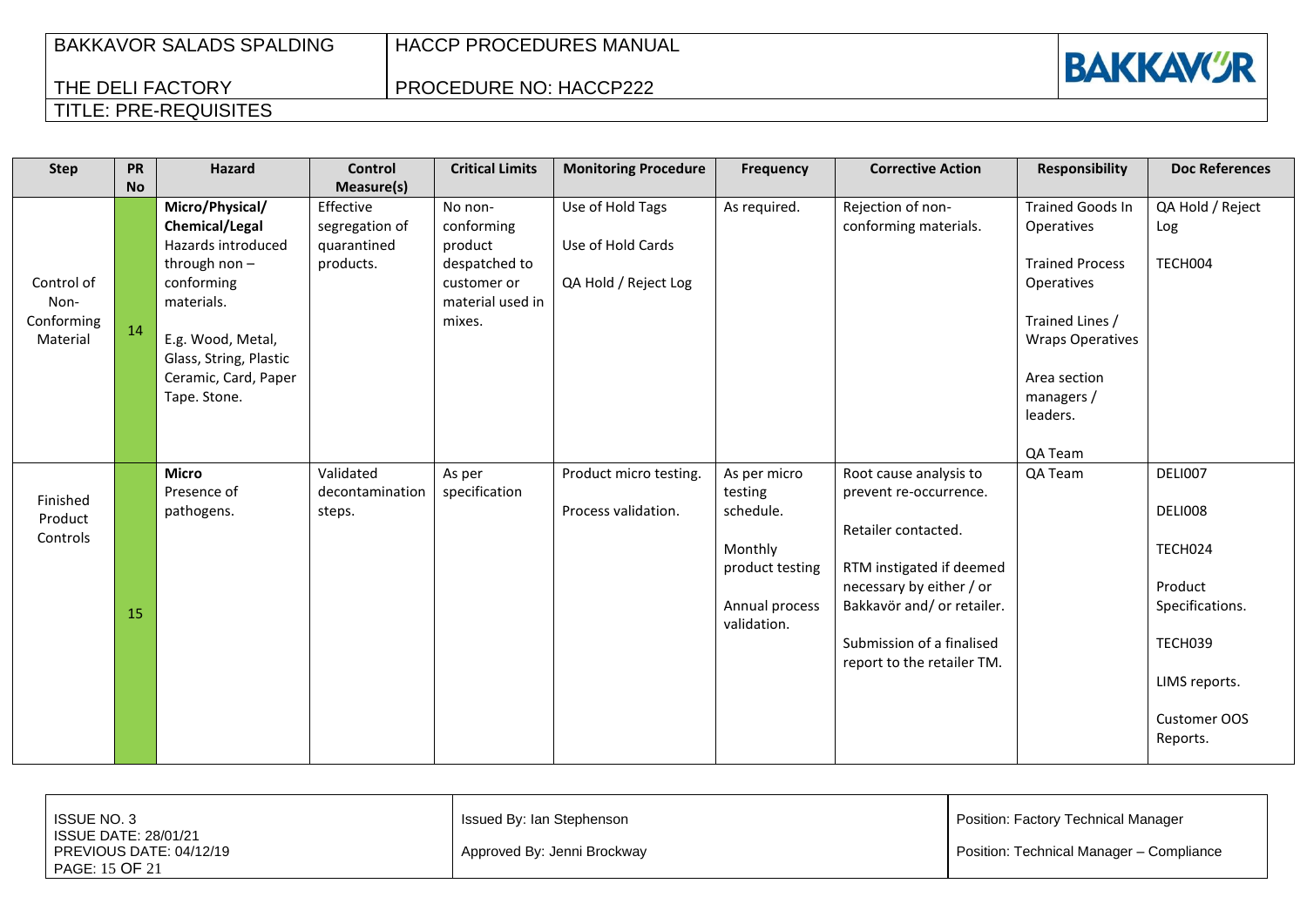| Step | PR No | Hazard | Control Measure(s) | Critical Limits | Monitoring Procedure | Frequency | Corrective Action | Responsibility | Doc References |
|---|---|---|---|---|---|---|---|---|---|
| Control of Non-Conforming Material | 14 | **Micro/Physical/ Chemical/Legal** Hazards introduced through non – conforming materials.<br><br>E.g. Wood, Metal, Glass, String, Plastic Ceramic, Card, Paper Tape. Stone. | Effective segregation of quarantined products. | No non-conforming product despatched to customer or material used in mixes. | Use of Hold Tags<br><br>Use of Hold Cards<br><br>QA Hold / Reject Log | As required. | Rejection of non-conforming materials. | Trained Goods In Operatives<br><br>Trained Process Operatives<br><br>Trained Lines / Wraps Operatives<br><br>Area section managers / leaders.<br><br>QA Team | QA Hold / Reject Log<br><br>TECH004 |
| Finished Product Controls | 15 | **Micro** Presence of pathogens. | Validated decontamination steps. | As per specification | Product micro testing.<br><br>Process validation. | As per micro testing schedule.<br><br>Monthly product testing<br><br>Annual process validation. | Root cause analysis to prevent re-occurrence.<br><br>Retailer contacted.<br><br>RTM instigated if deemed necessary by either / or Bakkavör and/ or retailer.<br><br>Submission of a finalised report to the retailer TM. | QA Team | DELI007<br><br>DELI008<br><br>TECH024<br><br>Product Specifications.<br><br>TECH039<br><br>LIMS reports.<br><br>Customer OOS Reports. |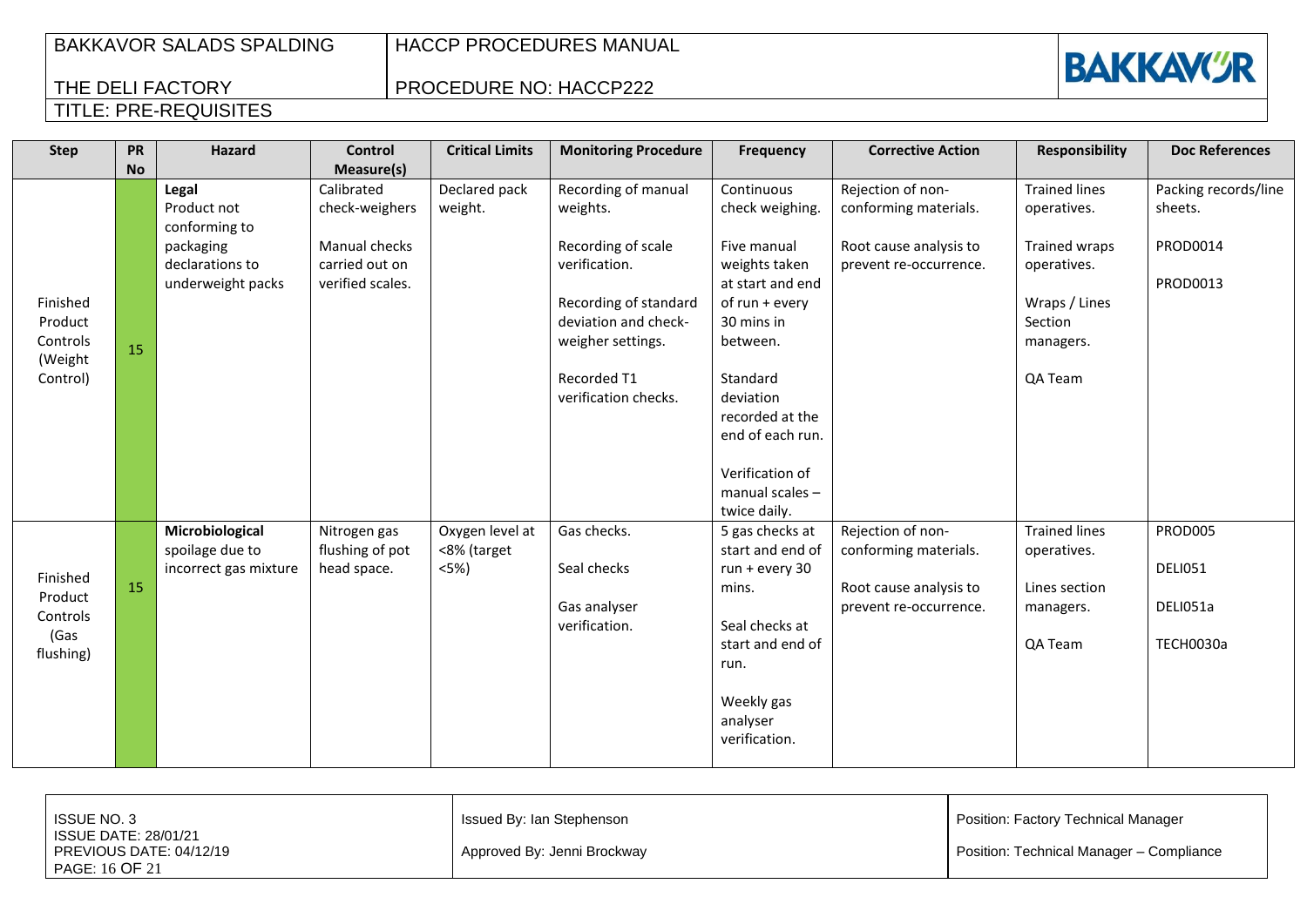TITLE: PRE-REQUISITES

| Step | PR No | Hazard | Control Measure(s) | Critical Limits | Monitoring Procedure | Frequency | Corrective Action | Responsibility | Doc References |
|---|---|---|---|---|---|---|---|---|---|
| Finished Product Controls (Weight Control) | 15 | **Legal**<br>Product not conforming to packaging declarations to underweight packs | Calibrated check-weighers<br><br>Manual checks carried out on verified scales. | Declared pack weight. | Recording of manual weights.<br><br>Recording of scale verification.<br><br>Recording of standard deviation and check-weigher settings.<br><br>Recorded T1 verification checks. | Continuous check weighing.<br><br>Five manual weights taken at start and end of run + every 30 mins in between.<br><br>Standard deviation recorded at the end of each run.<br><br>Verification of manual scales – twice daily. | Rejection of non-conforming materials.<br><br>Root cause analysis to prevent re-occurrence. | Trained lines operatives.<br><br>Trained wraps operatives.<br><br>Wraps / Lines Section managers.<br><br>QA Team | Packing records/line sheets.<br><br>PROD0014<br><br>PROD0013 |
| Finished Product Controls (Gas flushing) | 15 | **Microbiological**<br>spoilage due to incorrect gas mixture | Nitrogen gas flushing of pot head space. | Oxygen level at <8% (target <5%) | Gas checks.<br><br>Seal checks<br><br>Gas analyser verification. | 5 gas checks at start and end of run + every 30 mins.<br><br>Seal checks at start and end of run.<br><br>Weekly gas analyser verification. | Rejection of non-conforming materials.<br><br>Root cause analysis to prevent re-occurrence. | Trained lines operatives.<br><br>Lines section managers.<br><br>QA Team | PROD005<br><br>DELI051<br><br>DELI051a<br><br>TECH0030a |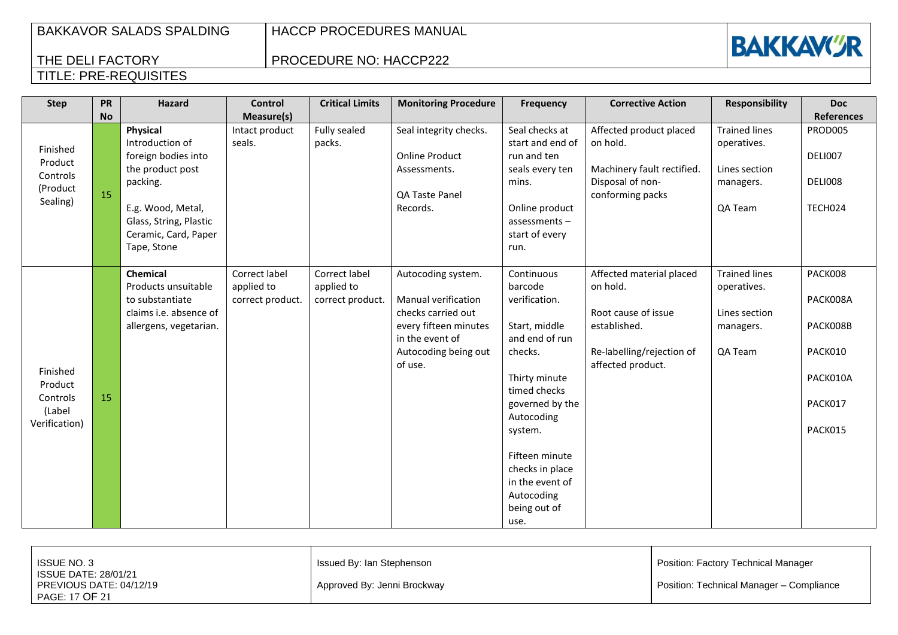| Step | PR No | Hazard | Control Measure(s) | Critical Limits | Monitoring Procedure | Frequency | Corrective Action | Responsibility | Doc References |
|---|---|---|---|---|---|---|---|---|---|
| Finished Product Controls (Product Sealing) | 15 | **Physical** Introduction of foreign bodies into the product post packing.<br><br>E.g. Wood, Metal, Glass, String, Plastic Ceramic, Card, Paper Tape, Stone | Intact product seals. | Fully sealed packs. | Seal integrity checks.<br><br>Online Product Assessments.<br><br>QA Taste Panel Records. | Seal checks at start and end of run and ten seals every ten mins.<br><br>Online product assessments – start of every run. | Affected product placed on hold.<br><br>Machinery fault rectified. Disposal of non-conforming packs | Trained lines operatives.<br><br>Lines section managers.<br><br>QA Team | PROD005<br><br>DELI007<br><br>DELI008<br><br>TECH024 |
| Finished Product Controls (Label Verification) | 15 | **Chemical** Products unsuitable to substantiate claims i.e. absence of allergens, vegetarian. | Correct label applied to correct product. | Correct label applied to correct product. | Autocoding system.<br><br>Manual verification checks carried out every fifteen minutes in the event of Autocoding being out of use. | Continuous barcode verification.<br><br>Start, middle and end of run checks.<br><br>Thirty minute timed checks governed by the Autocoding system.<br><br>Fifteen minute checks in place in the event of Autocoding being out of use. | Affected material placed on hold.<br><br>Root cause of issue established.<br><br>Re-labelling/rejection of affected product. | Trained lines operatives.<br><br>Lines section managers.<br><br>QA Team | PACK008<br><br>PACK008A<br><br>PACK008B<br><br>PACK010<br><br>PACK010A<br><br>PACK017<br><br>PACK015 |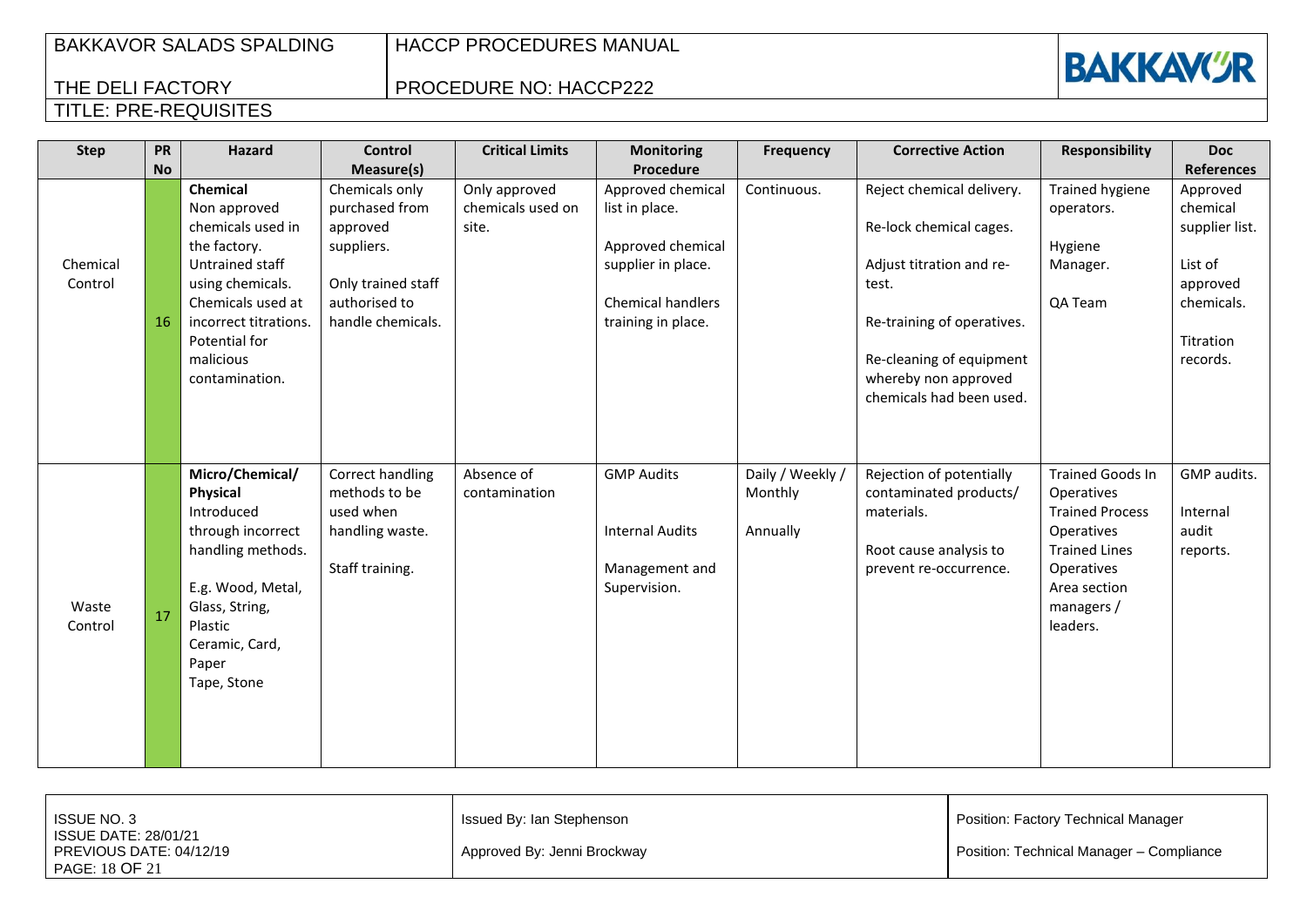| Step | PR No | Hazard | Control Measure(s) | Critical Limits | Monitoring Procedure | Frequency | Corrective Action | Responsibility | Doc References |
|---|---|---|---|---|---|---|---|---|---|
| Chemical Control | 16 | **Chemical**<br>Non approved chemicals used in the factory.<br>Untrained staff using chemicals.<br>Chemicals used at incorrect titrations.<br>Potential for malicious contamination. | Chemicals only purchased from approved suppliers.<br><br>Only trained staff authorised to handle chemicals. | Only approved chemicals used on site. | Approved chemical list in place.<br><br>Approved chemical supplier in place.<br><br>Chemical handlers training in place. | Continuous. | Reject chemical delivery.<br><br>Re-lock chemical cages.<br><br>Adjust titration and re-test.<br><br>Re-training of operatives.<br><br>Re-cleaning of equipment whereby non approved chemicals had been used. | Trained hygiene operators.<br><br>Hygiene Manager.<br><br>QA Team | Approved chemical supplier list.<br><br>List of approved chemicals.<br><br>Titration records. |
| Waste Control | 17 | **Micro/Chemical/ Physical**<br>Introduced through incorrect handling methods.<br><br>E.g. Wood, Metal, Glass, String, Plastic Ceramic, Card, Paper Tape, Stone | Correct handling methods to be used when handling waste.<br><br>Staff training. | Absence of contamination | GMP Audits<br><br>Internal Audits<br><br>Management and Supervision. | Daily / Weekly / Monthly<br><br>Annually | Rejection of potentially contaminated products/ materials.<br><br>Root cause analysis to prevent re-occurrence. | Trained Goods In Operatives<br>Trained Process Operatives<br>Trained Lines Operatives<br>Area section managers / leaders. | GMP audits.<br><br>Internal audit reports. |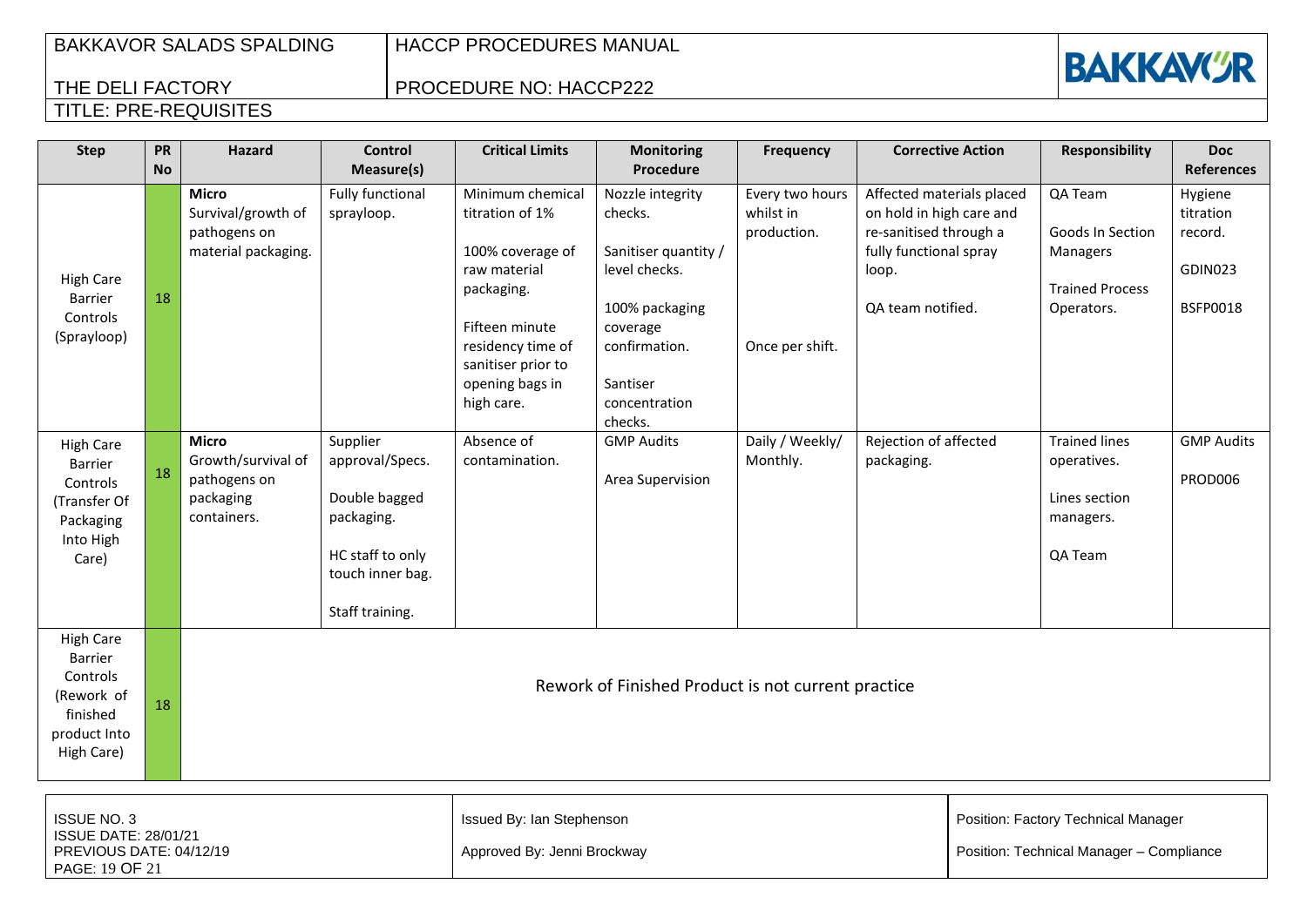| Step | PR No | Hazard | Control Measure(s) | Critical Limits | Monitoring Procedure | Frequency | Corrective Action | Responsibility | Doc References |
|---|---|---|---|---|---|---|---|---|---|
| High Care Barrier Controls (Sprayloop) | 18 | **Micro** Survival/growth of pathogens on material packaging. | Fully functional sprayloop. | Minimum chemical titration of 1%<br><br>100% coverage of raw material packaging.<br><br>Fifteen minute residency time of sanitiser prior to opening bags in high care. | Nozzle integrity checks.<br><br>Sanitiser quantity / level checks.<br><br>100% packaging coverage confirmation.<br><br>Santiser concentration checks. | Every two hours whilst in production.<br><br>Once per shift. | Affected materials placed on hold in high care and re-sanitised through a fully functional spray loop.<br><br>QA team notified. | QA Team<br><br>Goods In Section Managers<br><br>Trained Process Operators. | Hygiene titration record.<br><br>GDIN023<br><br>BSFP0018 |
| High Care Barrier Controls (Transfer Of Packaging Into High Care) | 18 | **Micro** Growth/survival of pathogens on packaging containers. | Supplier approval/Specs.<br><br>Double bagged packaging.<br><br>HC staff to only touch inner bag.<br><br>Staff training. | Absence of contamination. | GMP Audits<br><br>Area Supervision | Daily / Weekly/ Monthly. | Rejection of affected packaging. | Trained lines operatives.<br><br>Lines section managers.<br><br>QA Team | GMP Audits<br><br>PROD006 |
| High Care Barrier Controls (Rework of finished product Into High Care) | 18 | Rework of Finished Product is not current practice | | | | | | | |

| ISSUE NO. 3<br>ISSUE DATE: 28/01/21<br>PREVIOUS DATE: 04/12/19 | Issued By: Ian Stephenson<br><br>Approved By: Jenni Brockway | Position: Factory Technical Manager<br><br>Position: Technical Manager – Compliance |
|---|---|---|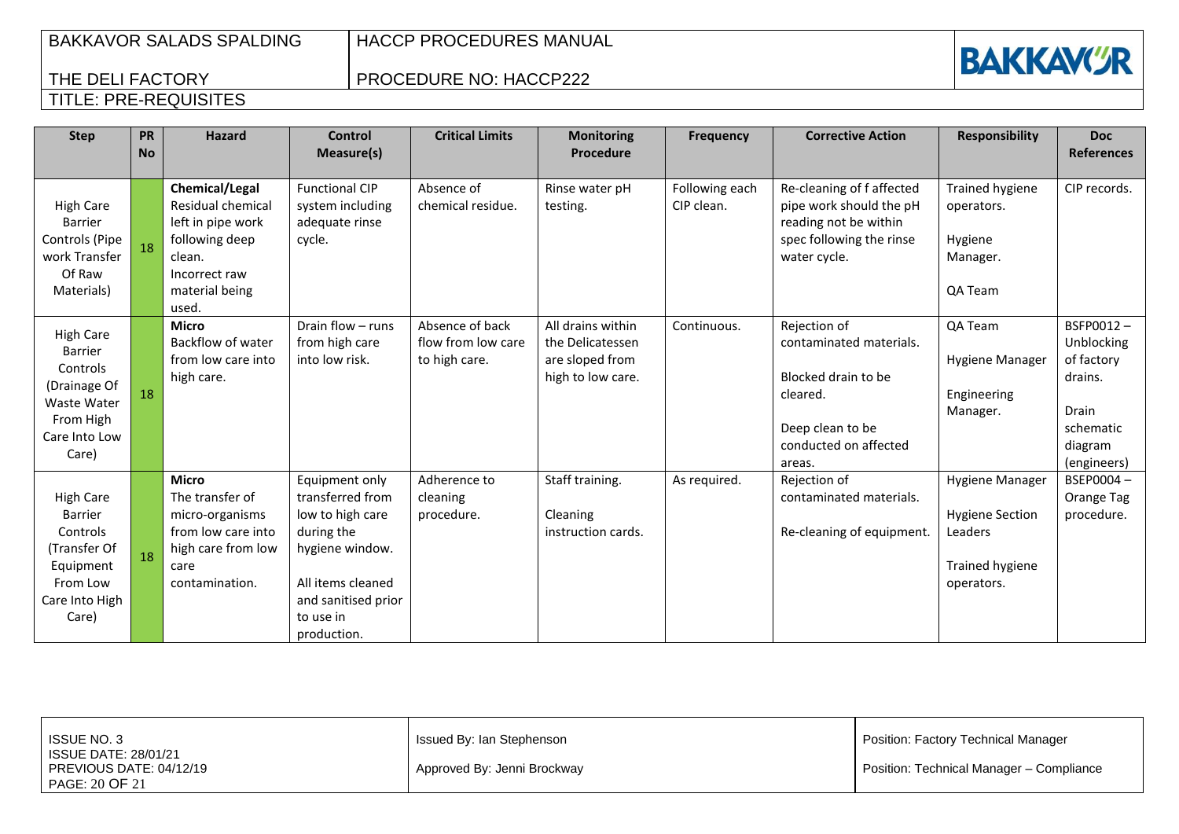| Step | PR No | Hazard | Control Measure(s) | Critical Limits | Monitoring Procedure | Frequency | Corrective Action | Responsibility | Doc References |
|---|---|---|---|---|---|---|---|---|---|
| High Care Barrier Controls (Pipe work Transfer Of Raw Materials) | 18 | **Chemical/Legal** Residual chemical left in pipe work following deep clean. Incorrect raw material being used. | Functional CIP system including adequate rinse cycle. | Absence of chemical residue. | Rinse water pH testing. | Following each CIP clean. | Re-cleaning of f affected pipe work should the pH reading not be within spec following the rinse water cycle. | Trained hygiene operators. Hygiene Manager. QA Team | CIP records. |
| High Care Barrier Controls (Drainage Of Waste Water From High Care Into Low Care) | 18 | **Micro** Backflow of water from low care into high care. | Drain flow – runs from high care into low risk. | Absence of back flow from low care to high care. | All drains within the Delicatessen are sloped from high to low care. | Continuous. | Rejection of contaminated materials. Blocked drain to be cleared. Deep clean to be conducted on affected areas. | QA Team Hygiene Manager Engineering Manager. | BSFP0012 – Unblocking of factory drains. Drain schematic diagram (engineers) |
| High Care Barrier Controls (Transfer Of Equipment From Low Care Into High Care) | 18 | **Micro** The transfer of micro-organisms from low care into high care from low care contamination. | Equipment only transferred from low to high care during the hygiene window. All items cleaned and sanitised prior to use in production. | Adherence to cleaning procedure. | Staff training. Cleaning instruction cards. | As required. | Rejection of contaminated materials. Re-cleaning of equipment. | Hygiene Manager Hygiene Section Leaders Trained hygiene operators. | BSEP0004 – Orange Tag procedure. |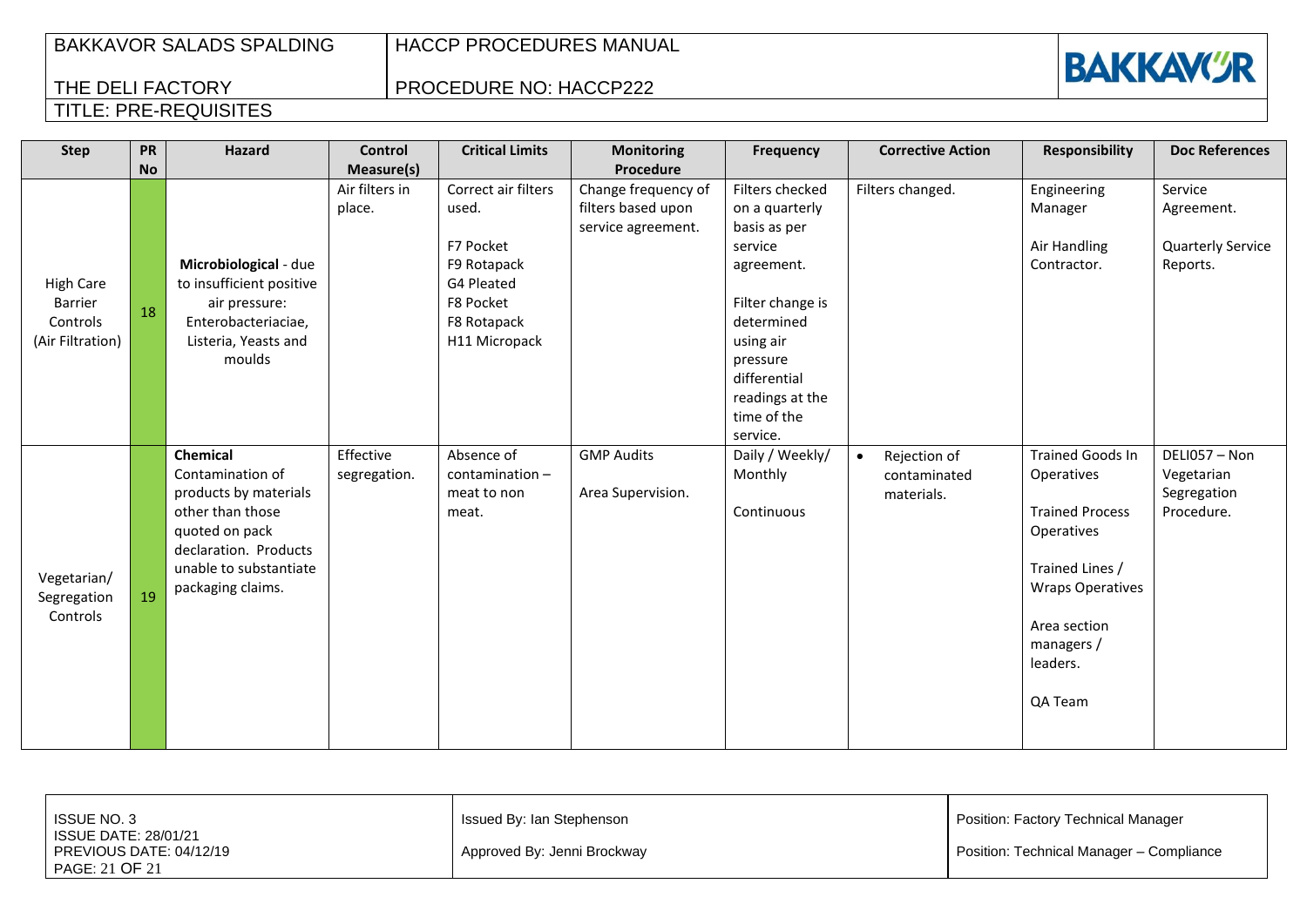| Step | PR No | Hazard | Control Measure(s) | Critical Limits | Monitoring Procedure | Frequency | Corrective Action | Responsibility | Doc References |
|---|---|---|---|---|---|---|---|---|---|
| High Care Barrier Controls (Air Filtration) | 18 | **Microbiological** - due to insufficient positive air pressure: Enterobacteriaciae, Listeria, Yeasts and moulds | Air filters in place. | Correct air filters used.<br><br>F7 Pocket<br>F9 Rotapack<br>G4 Pleated<br>F8 Pocket<br>F8 Rotapack<br>H11 Micropack | Change frequency of filters based upon service agreement. | Filters checked on a quarterly basis as per service agreement.<br><br>Filter change is determined using air pressure differential readings at the time of the service. | Filters changed. | Engineering Manager<br><br>Air Handling Contractor. | Service Agreement.<br><br>Quarterly Service Reports. |
| Vegetarian/ Segregation Controls | 19 | **Chemical**<br>Contamination of products by materials other than those quoted on pack declaration. Products unable to substantiate packaging claims. | Effective segregation. | Absence of contamination – meat to non meat. | GMP Audits<br><br>Area Supervision. | Daily / Weekly/ Monthly<br><br>Continuous | • Rejection of contaminated materials. | Trained Goods In Operatives<br><br>Trained Process Operatives<br><br>Trained Lines / Wraps Operatives<br><br>Area section managers / leaders.<br><br>QA Team | DELI057 – Non Vegetarian Segregation Procedure. |

| | | |
|---|---|---|
| ISSUE NO. 3<br>ISSUE DATE: 28/01/21<br>PREVIOUS DATE: 04/12/19 | Issued By: Ian Stephenson<br><br>Approved By: Jenni Brockway | Position: Factory Technical Manager<br><br>Position: Technical Manager – Compliance |